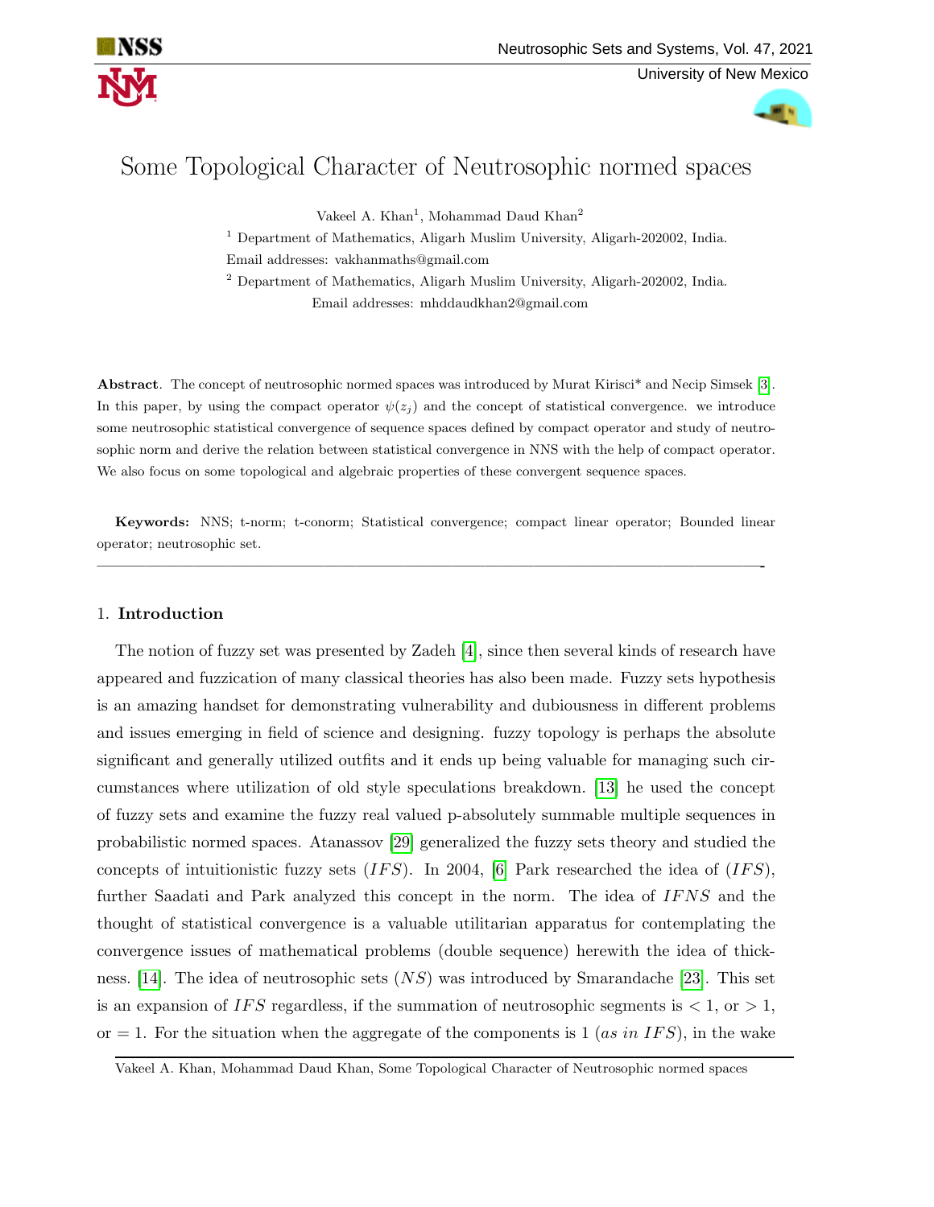# Some Topological Character of Neutrosophic normed spaces

Vakeel A. Khan[1], Mohammad Daud Khan[2]

[1] Department of Mathematics, Aligarh Muslim University, Aligarh-202002, India.
Email addresses: vakhanmaths@gmail.com

[2] Department of Mathematics, Aligarh Muslim University, Aligarh-202002, India.
Email addresses: mhddaudkhan2@gmail.com

**Abstract**. The concept of neutrosophic normed spaces was introduced by Murat Kirisci* and Necip Simsek [3]. In this paper, by using the compact operator $\psi(z_j)$ and the concept of statistical convergence. we introduce some neutrosophic statistical convergence of sequence spaces defined by compact operator and study of neutrosophic norm and derive the relation between statistical convergence in NNS with the help of compact operator. We also focus on some topological and algebraic properties of these convergent sequence spaces.

**Keywords:** NNS; t-norm; t-conorm; Statistical convergence; compact linear operator; Bounded linear operator; neutrosophic set.

---

## 1. Introduction

The notion of fuzzy set was presented by Zadeh [4], since then several kinds of research have appeared and fuzzication of many classical theories has also been made. Fuzzy sets hypothesis is an amazing handset for demonstrating vulnerability and dubiousness in different problems and issues emerging in field of science and designing. fuzzy topology is perhaps the absolute significant and generally utilized outfits and it ends up being valuable for managing such circumstances where utilization of old style speculations breakdown. [13] he used the concept of fuzzy sets and examine the fuzzy real valued p-absolutely summable multiple sequences in probabilistic normed spaces. Atanassov [29] generalized the fuzzy sets theory and studied the concepts of intuitionistic fuzzy sets $(IFS)$. In 2004, [6] Park researched the idea of $(IFS)$, further Saadati and Park analyzed this concept in the norm. The idea of $IFNS$ and the thought of statistical convergence is a valuable utilitarian apparatus for contemplating the convergence issues of mathematical problems (double sequence) herewith the idea of thickness. [14]. The idea of neutrosophic sets $(NS)$ was introduced by Smarandache [23]. This set is an expansion of $IFS$ regardless, if the summation of neutrosophic segments is $< 1$, or $> 1$, or $= 1$. For the situation when the aggregate of the components is 1 $(as\ in\ IFS)$, in the wake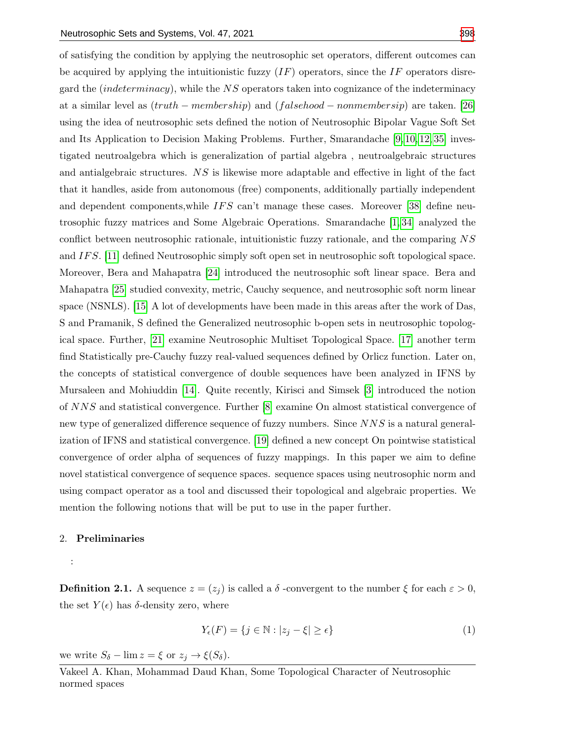of satisfying the condition by applying the neutrosophic set operators, different outcomes can be acquired by applying the intuitionistic fuzzy ($IF$) operators, since the $IF$ operators disregard the ($indeterminacy$), while the $NS$ operators taken into cognizance of the indeterminacy at a similar level as ($truth - membership$) and ($falsehood - nonmembersip$) are taken. [26] using the idea of neutrosophic sets defined the notion of Neutrosophic Bipolar Vague Soft Set and Its Application to Decision Making Problems. Further, Smarandache [9,10,12,35] investigated neutroalgebra which is generalization of partial algebra , neutroalgebraic structures and antialgebraic structures. $NS$ is likewise more adaptable and effective in light of the fact that it handles, aside from autonomous (free) components, additionally partially independent and dependent components,while $IFS$ can't manage these cases. Moreover [38] define neutrosophic fuzzy matrices and Some Algebraic Operations. Smarandache [1,34] analyzed the conflict between neutrosophic rationale, intuitionistic fuzzy rationale, and the comparing $NS$ and $IFS$. [11] defined Neutrosophic simply soft open set in neutrosophic soft topological space. Moreover, Bera and Mahapatra [24] introduced the neutrosophic soft linear space. Bera and Mahapatra [25] studied convexity, metric, Cauchy sequence, and neutrosophic soft norm linear space (NSNLS). [15] A lot of developments have been made in this areas after the work of Das, S and Pramanik, S defined the Generalized neutrosophic b-open sets in neutrosophic topological space. Further, [21] examine Neutrosophic Multiset Topological Space. [17] another term find Statistically pre-Cauchy fuzzy real-valued sequences defined by Orlicz function. Later on, the concepts of statistical convergence of double sequences have been analyzed in IFNS by Mursaleen and Mohiuddin [14]. Quite recently, Kirisci and Simsek [3] introduced the notion of $NNS$ and statistical convergence. Further [8] examine On almost statistical convergence of new type of generalized difference sequence of fuzzy numbers. Since $NNS$ is a natural generalization of IFNS and statistical convergence. [19] defined a new concept On pointwise statistical convergence of order alpha of sequences of fuzzy mappings. In this paper we aim to define novel statistical convergence of sequence spaces. sequence spaces using neutrosophic norm and using compact operator as a tool and discussed their topological and algebraic properties. We mention the following notions that will be put to use in the paper further.

## 2. Preliminaries

:

**Definition 2.1.** A sequence $z = (z_j)$ is called a $\delta$ -convergent to the number $\xi$ for each $\varepsilon > 0$, the set $Y(\epsilon)$ has $\delta$-density zero, where

$$Y_\epsilon(F) = \{j \in \mathbb{N} : |z_j - \xi| \geq \epsilon\} \tag{1}$$

we write $S_\delta - \lim z = \xi$ or $z_j \to \xi(S_\delta)$.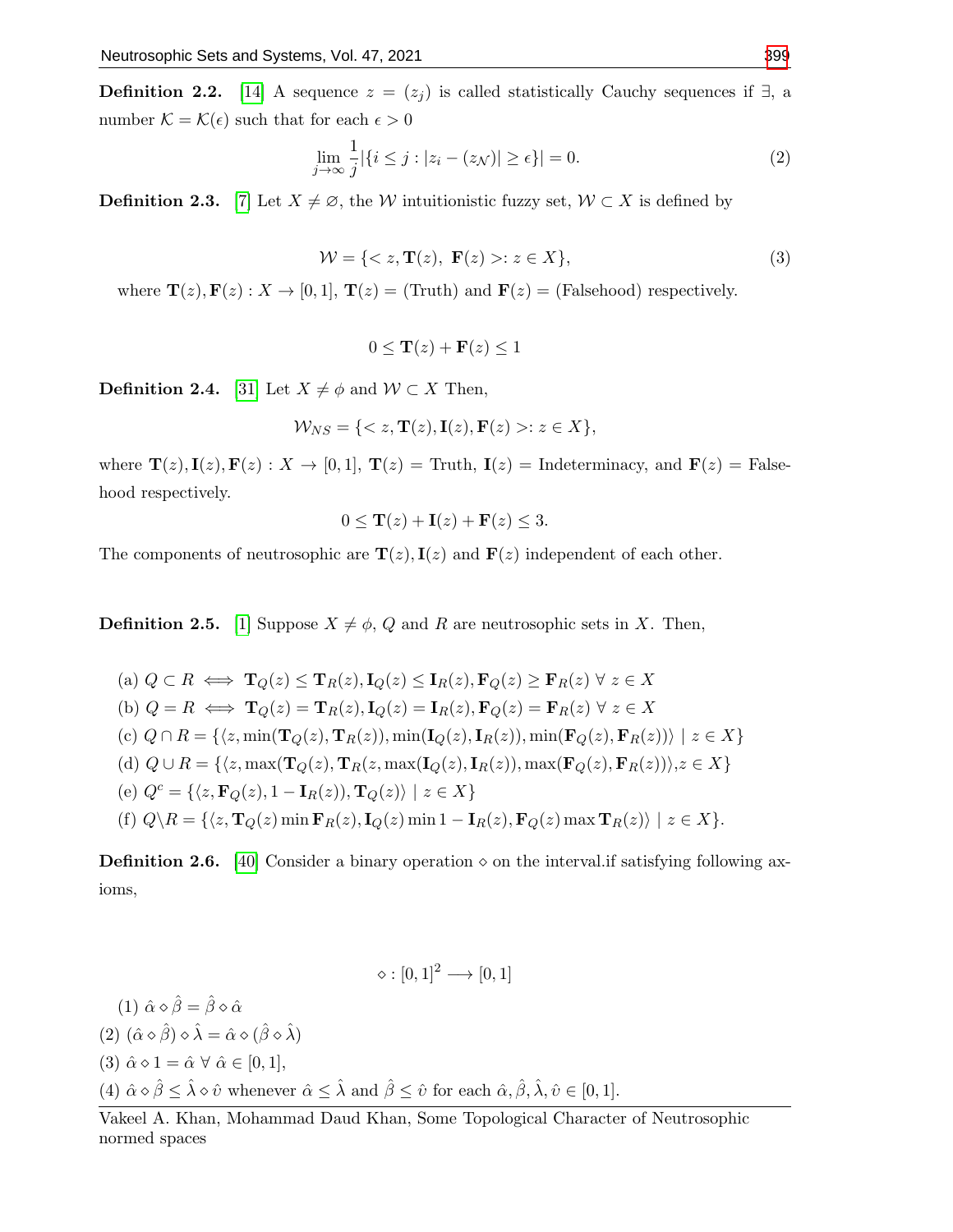**Definition 2.2.** [14] A sequence $z = (z_j)$ is called statistically Cauchy sequences if $\exists$, a number $\mathcal{K} = \mathcal{K}(\epsilon)$ such that for each $\epsilon > 0$

$$\lim_{j\to\infty} \frac{1}{j}|\{i \leq j : |z_i - (z_{\mathcal{N}})| \geq \epsilon\}| = 0. \tag{2}$$

**Definition 2.3.** [7] Let $X \neq \varnothing$, the $\mathcal{W}$ intuitionistic fuzzy set, $\mathcal{W} \subset X$ is defined by

$$\mathcal{W} = \{< z, \mathbf{T}(z),\ \mathbf{F}(z) >: z \in X\}, \tag{3}$$

where $\mathbf{T}(z), \mathbf{F}(z) : X \to [0,1]$, $\mathbf{T}(z) =$ (Truth) and $\mathbf{F}(z) =$ (Falsehood) respectively.

$$0 \leq \mathbf{T}(z) + \mathbf{F}(z) \leq 1$$

**Definition 2.4.** [31] Let $X \neq \phi$ and $\mathcal{W} \subset X$ Then,

$$\mathcal{W}_{NS} = \{< z, \mathbf{T}(z), \mathbf{I}(z), \mathbf{F}(z) >: z \in X\},$$

where $\mathbf{T}(z), \mathbf{I}(z), \mathbf{F}(z) : X \to [0,1]$, $\mathbf{T}(z) =$ Truth, $\mathbf{I}(z) =$ Indeterminacy, and $\mathbf{F}(z) =$ Falsehood respectively.

$$0 \leq \mathbf{T}(z) + \mathbf{I}(z) + \mathbf{F}(z) \leq 3.$$

The components of neutrosophic are $\mathbf{T}(z), \mathbf{I}(z)$ and $\mathbf{F}(z)$ independent of each other.

**Definition 2.5.** [1] Suppose $X \neq \phi$, $Q$ and $R$ are neutrosophic sets in $X$. Then,

(a) $Q \subset R \iff \mathbf{T}_Q(z) \leq \mathbf{T}_R(z), \mathbf{I}_Q(z) \leq \mathbf{I}_R(z), \mathbf{F}_Q(z) \geq \mathbf{F}_R(z)\ \forall\ z \in X$

(b) $Q = R \iff \mathbf{T}_Q(z) = \mathbf{T}_R(z), \mathbf{I}_Q(z) = \mathbf{I}_R(z), \mathbf{F}_Q(z) = \mathbf{F}_R(z)\ \forall\ z \in X$

(c) $Q \cap R = \{\langle z, \min(\mathbf{T}_Q(z), \mathbf{T}_R(z)), \min(\mathbf{I}_Q(z), \mathbf{I}_R(z)), \min(\mathbf{F}_Q(z), \mathbf{F}_R(z))\rangle \mid z \in X\}$

(d) $Q \cup R = \{\langle z, \max(\mathbf{T}_Q(z), \mathbf{T}_R(z, \max(\mathbf{I}_Q(z), \mathbf{I}_R(z)), \max(\mathbf{F}_Q(z), \mathbf{F}_R(z))\rangle, z \in X\}$

(e) $Q^c = \{\langle z, \mathbf{F}_Q(z), 1 - \mathbf{I}_R(z)), \mathbf{T}_Q(z)\rangle \mid z \in X\}$

(f) $Q \backslash R = \{\langle z, \mathbf{T}_Q(z) \min \mathbf{F}_R(z), \mathbf{I}_Q(z) \min 1 - \mathbf{I}_R(z), \mathbf{F}_Q(z) \max \mathbf{T}_R(z)\rangle \mid z \in X\}$.

**Definition 2.6.** [40] Consider a binary operation $\diamond$ on the interval.if satisfying following axioms,

$$\diamond : [0,1]^2 \longrightarrow [0,1]$$

(1) $\hat{\alpha} \diamond \hat{\beta} = \hat{\beta} \diamond \hat{\alpha}$

(2) $(\hat{\alpha} \diamond \hat{\beta}) \diamond \hat{\lambda} = \hat{\alpha} \diamond (\hat{\beta} \diamond \hat{\lambda})$

(3) $\hat{\alpha} \diamond 1 = \hat{\alpha}\ \forall\ \hat{\alpha} \in [0,1]$,

(4) $\hat{\alpha} \diamond \hat{\beta} \leq \hat{\lambda} \diamond \hat{\upsilon}$ whenever $\hat{\alpha} \leq \hat{\lambda}$ and $\hat{\beta} \leq \hat{\upsilon}$ for each $\hat{\alpha}, \hat{\beta}, \hat{\lambda}, \hat{\upsilon} \in [0,1]$.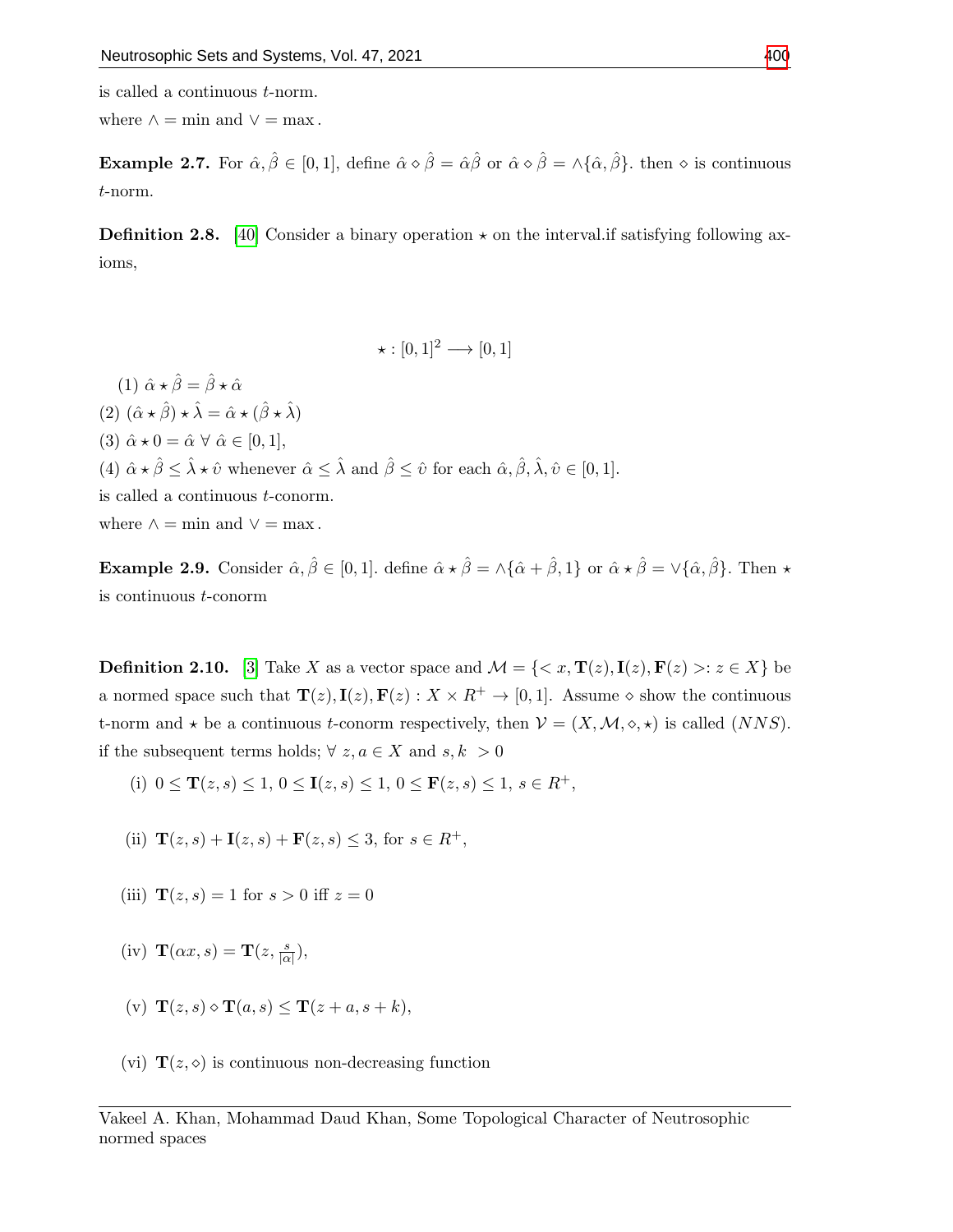is called a continuous $t$-norm.

where $\wedge = \min$ and $\vee = \max$.

**Example 2.7.** For $\hat{\alpha}, \hat{\beta} \in [0,1]$, define $\hat{\alpha} \diamond \hat{\beta} = \hat{\alpha}\hat{\beta}$ or $\hat{\alpha} \diamond \hat{\beta} = \wedge\{\hat{\alpha}, \hat{\beta}\}$. then $\diamond$ is continuous $t$-norm.

**Definition 2.8.** [40] Consider a binary operation $\star$ on the interval.if satisfying following axioms,

$$\star : [0,1]^2 \longrightarrow [0,1]$$

(1) $\hat{\alpha} \star \hat{\beta} = \hat{\beta} \star \hat{\alpha}$

(2) $(\hat{\alpha} \star \hat{\beta}) \star \hat{\lambda} = \hat{\alpha} \star (\hat{\beta} \star \hat{\lambda})$

(3) $\hat{\alpha} \star 0 = \hat{\alpha} \ \forall \ \hat{\alpha} \in [0,1]$,

(4) $\hat{\alpha} \star \hat{\beta} \leq \hat{\lambda} \star \hat{\upsilon}$ whenever $\hat{\alpha} \leq \hat{\lambda}$ and $\hat{\beta} \leq \hat{\upsilon}$ for each $\hat{\alpha}, \hat{\beta}, \hat{\lambda}, \hat{\upsilon} \in [0,1]$.

is called a continuous $t$-conorm.

where $\wedge = \min$ and $\vee = \max$.

**Example 2.9.** Consider $\hat{\alpha}, \hat{\beta} \in [0,1]$. define $\hat{\alpha} \star \hat{\beta} = \wedge\{\hat{\alpha} + \hat{\beta}, 1\}$ or $\hat{\alpha} \star \hat{\beta} = \vee\{\hat{\alpha}, \hat{\beta}\}$. Then $\star$ is continuous $t$-conorm

**Definition 2.10.** [3] Take $X$ as a vector space and $\mathcal{M} = \{< x, \mathbf{T}(z), \mathbf{I}(z), \mathbf{F}(z) >: z \in X\}$ be a normed space such that $\mathbf{T}(z), \mathbf{I}(z), \mathbf{F}(z) : X \times R^+ \to [0,1]$. Assume $\diamond$ show the continuous t-norm and $\star$ be a continuous $t$-conorm respectively, then $\mathcal{V} = (X, \mathcal{M}, \diamond, \star)$ is called $(NNS)$. if the subsequent terms holds; $\forall \ z, a \in X$ and $s, k \ > 0$

(i) $0 \leq \mathbf{T}(z,s) \leq 1$, $0 \leq \mathbf{I}(z,s) \leq 1$, $0 \leq \mathbf{F}(z,s) \leq 1$, $s \in R^+$,

(ii) $\mathbf{T}(z,s) + \mathbf{I}(z,s) + \mathbf{F}(z,s) \leq 3$, for $s \in R^+$,

(iii) $\mathbf{T}(z,s) = 1$ for $s > 0$ iff $z = 0$

(iv) $\mathbf{T}(\alpha x, s) = \mathbf{T}(z, \frac{s}{|\alpha|})$,

(v) $\mathbf{T}(z,s) \diamond \mathbf{T}(a,s) \leq \mathbf{T}(z+a, s+k)$,

(vi) $\mathbf{T}(z, \diamond)$ is continuous non-decreasing function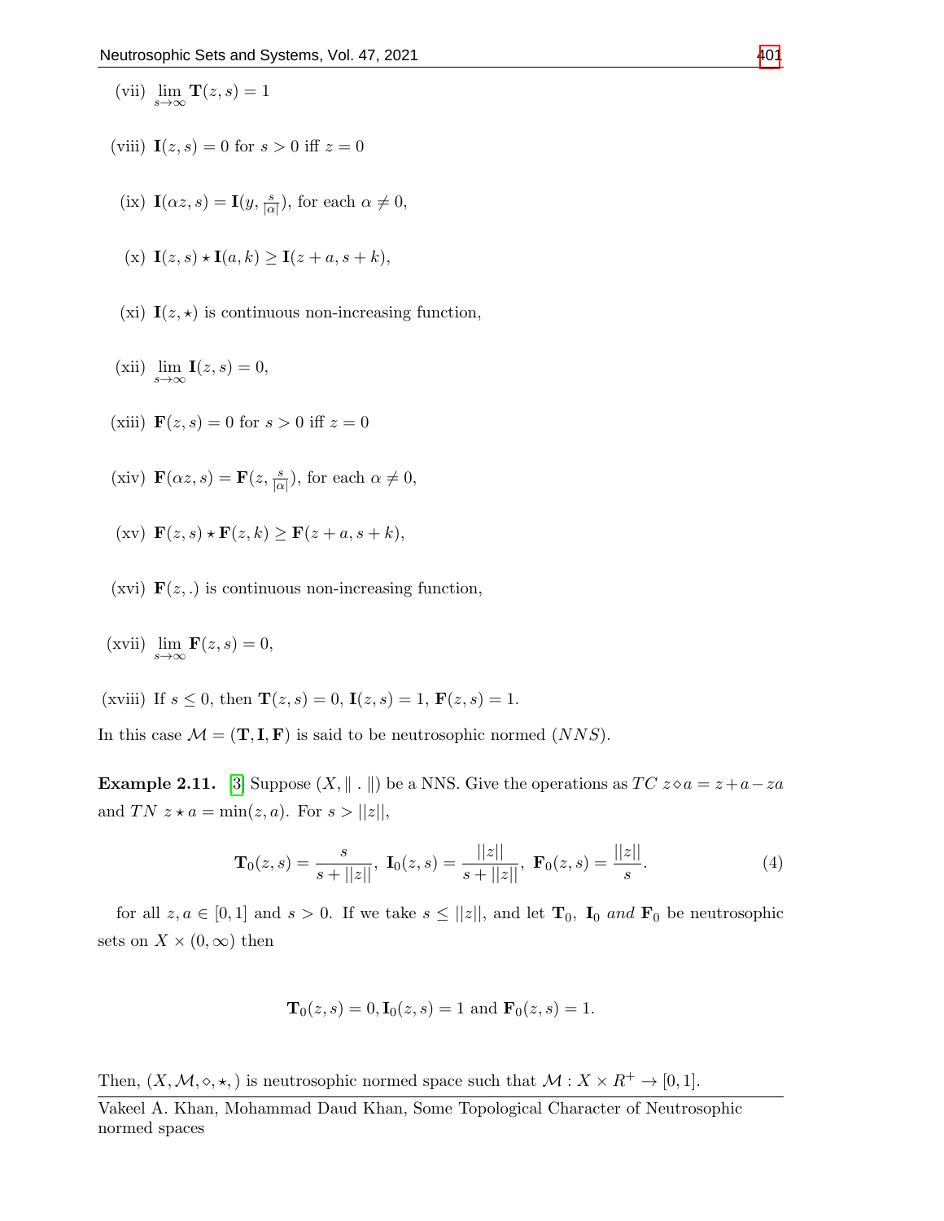(vii) $\lim_{s\to\infty} \mathbf{T}(z,s) = 1$

(viii) $\mathbf{I}(z,s) = 0$ for $s > 0$ iff $z = 0$

(ix) $\mathbf{I}(\alpha z, s) = \mathbf{I}(y, \frac{s}{|\alpha|})$, for each $\alpha \neq 0$,

(x) $\mathbf{I}(z,s) \star \mathbf{I}(a,k) \geq \mathbf{I}(z+a, s+k)$,

(xi) $\mathbf{I}(z,\star)$ is continuous non-increasing function,

(xii) $\lim_{s\to\infty} \mathbf{I}(z,s) = 0$,

(xiii) $\mathbf{F}(z,s) = 0$ for $s > 0$ iff $z = 0$

(xiv) $\mathbf{F}(\alpha z, s) = \mathbf{F}(z, \frac{s}{|\alpha|})$, for each $\alpha \neq 0$,

(xv) $\mathbf{F}(z,s) \star \mathbf{F}(z,k) \geq \mathbf{F}(z+a, s+k)$,

(xvi) $\mathbf{F}(z,.)$ is continuous non-increasing function,

(xvii) $\lim_{s\to\infty} \mathbf{F}(z,s) = 0$,

(xviii) If $s \leq 0$, then $\mathbf{T}(z,s) = 0$, $\mathbf{I}(z,s) = 1$, $\mathbf{F}(z,s) = 1$.

In this case $\mathcal{M} = (\mathbf{T}, \mathbf{I}, \mathbf{F})$ is said to be neutrosophic normed $(NNS)$.

**Example 2.11.** [3] Suppose $(X, \|\ .\ \|)$ be a NNS. Give the operations as $TC$ $z \diamond a = z + a - za$ and $TN$ $z \star a = \min(z,a)$. For $s > ||z||$,

$$\mathbf{T}_0(z,s) = \frac{s}{s + ||z||},\ \mathbf{I}_0(z,s) = \frac{||z||}{s + ||z||},\ \mathbf{F}_0(z,s) = \frac{||z||}{s}. \tag{4}$$

for all $z, a \in [0,1]$ and $s > 0$. If we take $s \leq ||z||$, and let $\mathbf{T}_0$, $\mathbf{I}_0$ *and* $\mathbf{F}_0$ be neutrosophic sets on $X \times (0, \infty)$ then

$$\mathbf{T}_0(z,s) = 0, \mathbf{I}_0(z,s) = 1 \text{ and } \mathbf{F}_0(z,s) = 1.$$

Then, $(X, \mathcal{M}, \diamond, \star,)$ is neutrosophic normed space such that $\mathcal{M} : X \times R^+ \to [0,1]$.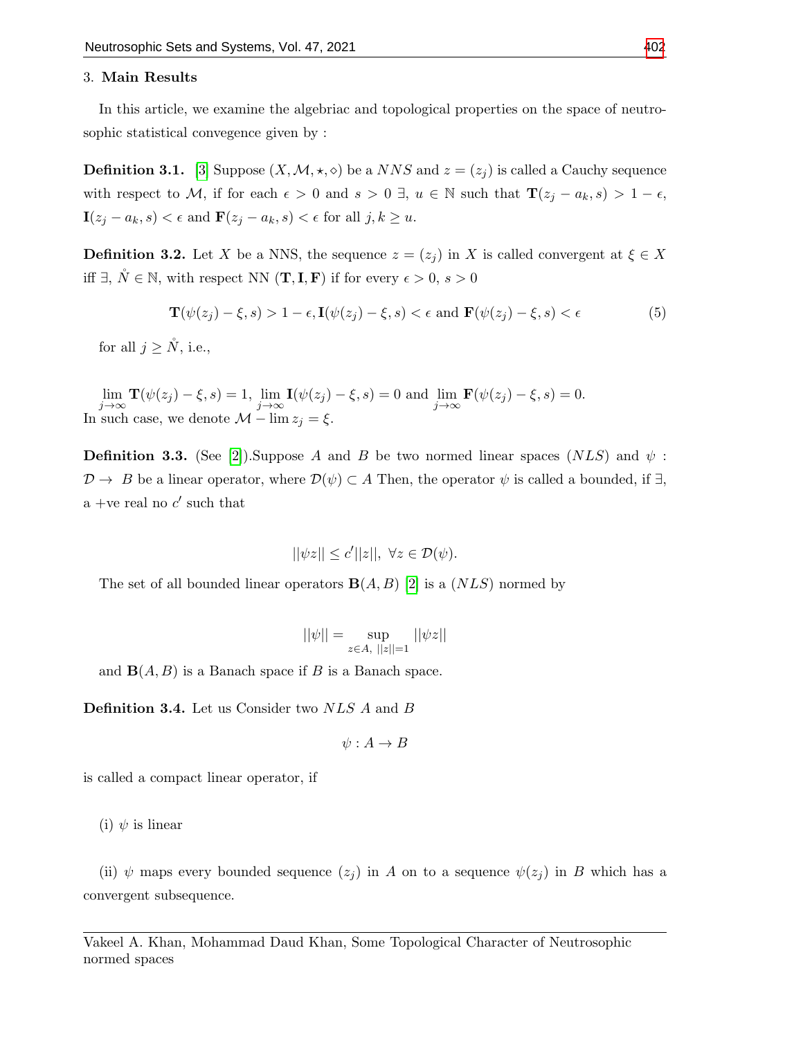## 3. Main Results

In this article, we examine the algebriac and topological properties on the space of neutrosophic statistical convegence given by :

**Definition 3.1.** [3] Suppose $(X, \mathcal{M}, \star, \diamond)$ be a $NNS$ and $z = (z_j)$ is called a Cauchy sequence with respect to $\mathcal{M}$, if for each $\epsilon > 0$ and $s > 0$ $\exists$, $u \in \mathbb{N}$ such that $\mathbf{T}(z_j - a_k, s) > 1 - \epsilon$, $\mathbf{I}(z_j - a_k, s) < \epsilon$ and $\mathbf{F}(z_j - a_k, s) < \epsilon$ for all $j, k \geq u$.

**Definition 3.2.** Let $X$ be a NNS, the sequence $z = (z_j)$ in $X$ is called convergent at $\xi \in X$ iff $\exists$, $\mathring{N} \in \mathbb{N}$, with respect NN $(\mathbf{T}, \mathbf{I}, \mathbf{F})$ if for every $\epsilon > 0$, $s > 0$

$$\mathbf{T}(\psi(z_j) - \xi, s) > 1 - \epsilon, \mathbf{I}(\psi(z_j) - \xi, s) < \epsilon \text{ and } \mathbf{F}(\psi(z_j) - \xi, s) < \epsilon \tag{5}$$

for all $j \geq \mathring{N}$, i.e.,

$$\lim_{j\to\infty} \mathbf{T}(\psi(z_j) - \xi, s) = 1, \lim_{j\to\infty} \mathbf{I}(\psi(z_j) - \xi, s) = 0 \text{ and } \lim_{j\to\infty} \mathbf{F}(\psi(z_j) - \xi, s) = 0.$$

In such case, we denote $\mathcal{M} - \lim z_j = \xi$.

**Definition 3.3.** (See [2]).Suppose $A$ and $B$ be two normed linear spaces $(NLS)$ and $\psi : \mathcal{D} \to B$ be a linear operator, where $\mathcal{D}(\psi) \subset A$ Then, the operator $\psi$ is called a bounded, if $\exists$, a +ve real no $c'$ such that

$$||\psi z|| \leq c'||z||, \ \forall z \in \mathcal{D}(\psi).$$

The set of all bounded linear operators $\mathbf{B}(A, B)$ [2] is a $(NLS)$ normed by

$$||\psi|| = \sup_{z \in A, \ ||z||=1} ||\psi z||$$

and $\mathbf{B}(A, B)$ is a Banach space if $B$ is a Banach space.

**Definition 3.4.** Let us Consider two $NLS$ $A$ and $B$

$$\psi : A \to B$$

is called a compact linear operator, if

(i) $\psi$ is linear

(ii) $\psi$ maps every bounded sequence $(z_j)$ in $A$ on to a sequence $\psi(z_j)$ in $B$ which has a convergent subsequence.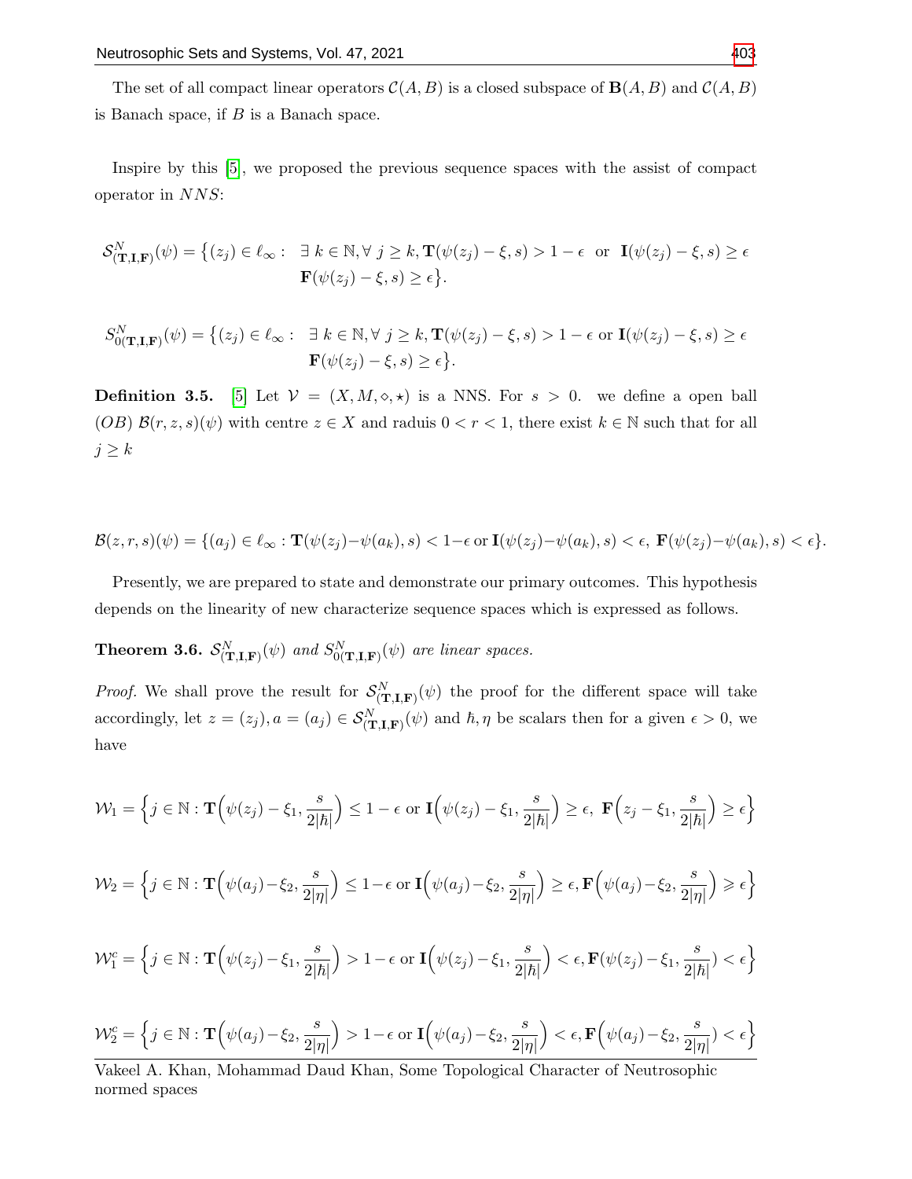The set of all compact linear operators $\mathcal{C}(A, B)$ is a closed subspace of $\mathbf{B}(A, B)$ and $\mathcal{C}(A, B)$ is Banach space, if $B$ is a Banach space.

Inspire by this [5], we proposed the previous sequence spaces with the assist of compact operator in $NNS$:

$$\mathcal{S}^N_{(\mathbf{T},\mathbf{I},\mathbf{F})}(\psi) = \big\{(z_j) \in \ell_\infty : \; \exists\, k \in \mathbb{N}, \forall\, j \geq k, \mathbf{T}(\psi(z_j) - \xi, s) > 1 - \epsilon \;\text{ or }\; \mathbf{I}(\psi(z_j) - \xi, s) \geq \epsilon \; \mathbf{F}(\psi(z_j) - \xi, s) \geq \epsilon\big\}.$$

$$S^N_{0(\mathbf{T},\mathbf{I},\mathbf{F})}(\psi) = \big\{(z_j) \in \ell_\infty : \; \exists\, k \in \mathbb{N}, \forall\, j \geq k, \mathbf{T}(\psi(z_j) - \xi, s) > 1 - \epsilon \text{ or } \mathbf{I}(\psi(z_j) - \xi, s) \geq \epsilon \; \mathbf{F}(\psi(z_j) - \xi, s) \geq \epsilon\big\}.$$

**Definition 3.5.** [5] Let $\mathcal{V} = (X, M, \diamond, \star)$ is a NNS. For $s > 0$. we define a open ball $(OB)$ $\mathcal{B}(r, z, s)(\psi)$ with centre $z \in X$ and raduis $0 < r < 1$, there exist $k \in \mathbb{N}$ such that for all $j \geq k$

$$\mathcal{B}(z, r, s)(\psi) = \{(a_j) \in \ell_\infty : \mathbf{T}(\psi(z_j) - \psi(a_k), s) < 1 - \epsilon \text{ or } \mathbf{I}(\psi(z_j) - \psi(a_k), s) < \epsilon,\; \mathbf{F}(\psi(z_j) - \psi(a_k), s) < \epsilon\}.$$

Presently, we are prepared to state and demonstrate our primary outcomes. This hypothesis depends on the linearity of new characterize sequence spaces which is expressed as follows.

**Theorem 3.6.** *$\mathcal{S}^N_{(\mathbf{T},\mathbf{I},\mathbf{F})}(\psi)$ and $S^N_{0(\mathbf{T},\mathbf{I},\mathbf{F})}(\psi)$ are linear spaces.*

*Proof.* We shall prove the result for $\mathcal{S}^N_{(\mathbf{T},\mathbf{I},\mathbf{F})}(\psi)$ the proof for the different space will take accordingly, let $z = (z_j), a = (a_j) \in \mathcal{S}^N_{(\mathbf{T},\mathbf{I},\mathbf{F})}(\psi)$ and $\hbar, \eta$ be scalars then for a given $\epsilon > 0$, we have

$$\mathcal{W}_1 = \Big\{j \in \mathbb{N} : \mathbf{T}\Big(\psi(z_j) - \xi_1, \frac{s}{2|\hbar|}\Big) \leq 1 - \epsilon \text{ or } \mathbf{I}\Big(\psi(z_j) - \xi_1, \frac{s}{2|\hbar|}\Big) \geq \epsilon,\; \mathbf{F}\Big(z_j - \xi_1, \frac{s}{2|\hbar|}\Big) \geq \epsilon\Big\}$$

$$\mathcal{W}_2 = \Big\{j \in \mathbb{N} : \mathbf{T}\Big(\psi(a_j) - \xi_2, \frac{s}{2|\eta|}\Big) \leq 1 - \epsilon \text{ or } \mathbf{I}\Big(\psi(a_j) - \xi_2, \frac{s}{2|\eta|}\Big) \geq \epsilon, \mathbf{F}\Big(\psi(a_j) - \xi_2, \frac{s}{2|\eta|}\Big) \geqslant \epsilon\Big\}$$

$$\mathcal{W}_1^c = \Big\{j \in \mathbb{N} : \mathbf{T}\Big(\psi(z_j) - \xi_1, \frac{s}{2|\hbar|}\Big) > 1 - \epsilon \text{ or } \mathbf{I}\Big(\psi(z_j) - \xi_1, \frac{s}{2|\hbar|}\Big) < \epsilon, \mathbf{F}(\psi(z_j) - \xi_1, \frac{s}{2|\hbar|}) < \epsilon\Big\}$$

$$\mathcal{W}_2^c = \Big\{j \in \mathbb{N} : \mathbf{T}\Big(\psi(a_j) - \xi_2, \frac{s}{2|\eta|}\Big) > 1 - \epsilon \text{ or } \mathbf{I}\Big(\psi(a_j) - \xi_2, \frac{s}{2|\eta|}\Big) < \epsilon, \mathbf{F}\Big(\psi(a_j) - \xi_2, \frac{s}{2|\eta|}\Big) < \epsilon\Big\}$$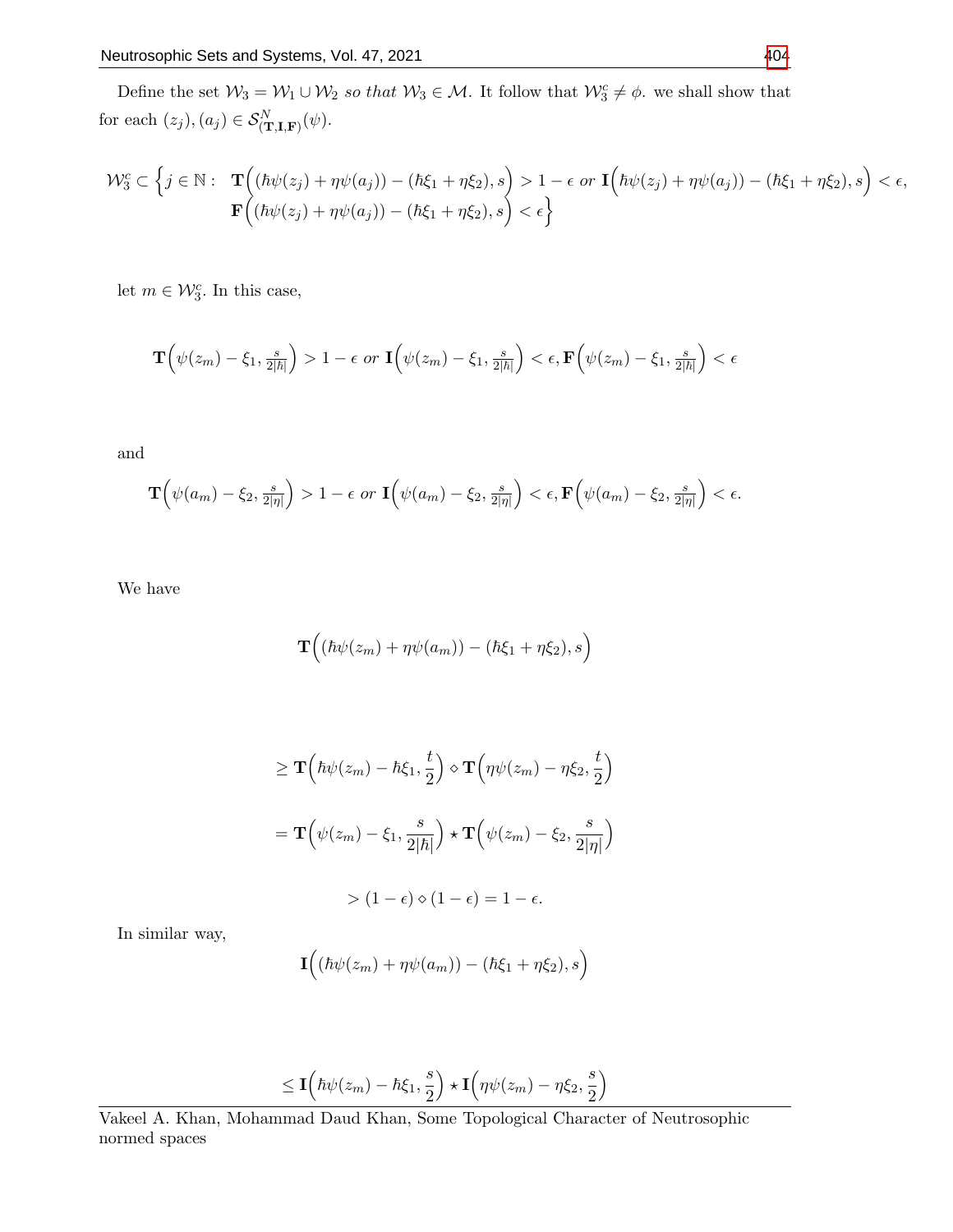Define the set $\mathcal{W}_3 = \mathcal{W}_1 \cup \mathcal{W}_2$ *so that* $\mathcal{W}_3 \in \mathcal{M}$. It follow that $\mathcal{W}_3^c \neq \phi$. we shall show that for each $(z_j), (a_j) \in \mathcal{S}^N_{(\mathbf{T},\mathbf{I},\mathbf{F})}(\psi)$.

$$\mathcal{W}_3^c \subset \Big\{ j \in \mathbb{N} : \ \mathbf{T}\Big((\hbar\psi(z_j) + \eta\psi(a_j)) - (\hbar\xi_1 + \eta\xi_2), s\Big) > 1 - \epsilon \ or \ \mathbf{I}\Big(\hbar\psi(z_j) + \eta\psi(a_j)) - (\hbar\xi_1 + \eta\xi_2), s\Big) < \epsilon, \\ \mathbf{F}\Big((\hbar\psi(z_j) + \eta\psi(a_j)) - (\hbar\xi_1 + \eta\xi_2), s\Big) < \epsilon \Big\}$$

let $m \in \mathcal{W}_3^c$. In this case,

$$\mathbf{T}\Big(\psi(z_m) - \xi_1, \tfrac{s}{2|\hbar|}\Big) > 1 - \epsilon \ or \ \mathbf{I}\Big(\psi(z_m) - \xi_1, \tfrac{s}{2|\hbar|}\Big) < \epsilon, \mathbf{F}\Big(\psi(z_m) - \xi_1, \tfrac{s}{2|\hbar|}\Big) < \epsilon$$

and

$$\mathbf{T}\Big(\psi(a_m) - \xi_2, \tfrac{s}{2|\eta|}\Big) > 1 - \epsilon \ or \ \mathbf{I}\Big(\psi(a_m) - \xi_2, \tfrac{s}{2|\eta|}\Big) < \epsilon, \mathbf{F}\Big(\psi(a_m) - \xi_2, \tfrac{s}{2|\eta|}\Big) < \epsilon.$$

We have

$$\mathbf{T}\Big((\hbar\psi(z_m) + \eta\psi(a_m)) - (\hbar\xi_1 + \eta\xi_2), s\Big)$$

$$\geq \mathbf{T}\Big(\hbar\psi(z_m) - \hbar\xi_1, \frac{t}{2}\Big) \diamond \mathbf{T}\Big(\eta\psi(z_m) - \eta\xi_2, \frac{t}{2}\Big)$$

$$= \mathbf{T}\Big(\psi(z_m) - \xi_1, \frac{s}{2|\hbar|}\Big) \star \mathbf{T}\Big(\psi(z_m) - \xi_2, \frac{s}{2|\eta|}\Big)$$

$$> (1 - \epsilon) \diamond (1 - \epsilon) = 1 - \epsilon.$$

In similar way,

$$\mathbf{I}\Big((\hbar\psi(z_m) + \eta\psi(a_m)) - (\hbar\xi_1 + \eta\xi_2), s\Big)$$

$$\leq \mathbf{I}\Big(\hbar\psi(z_m) - \hbar\xi_1, \frac{s}{2}\Big) \star \mathbf{I}\Big(\eta\psi(z_m) - \eta\xi_2, \frac{s}{2}\Big)$$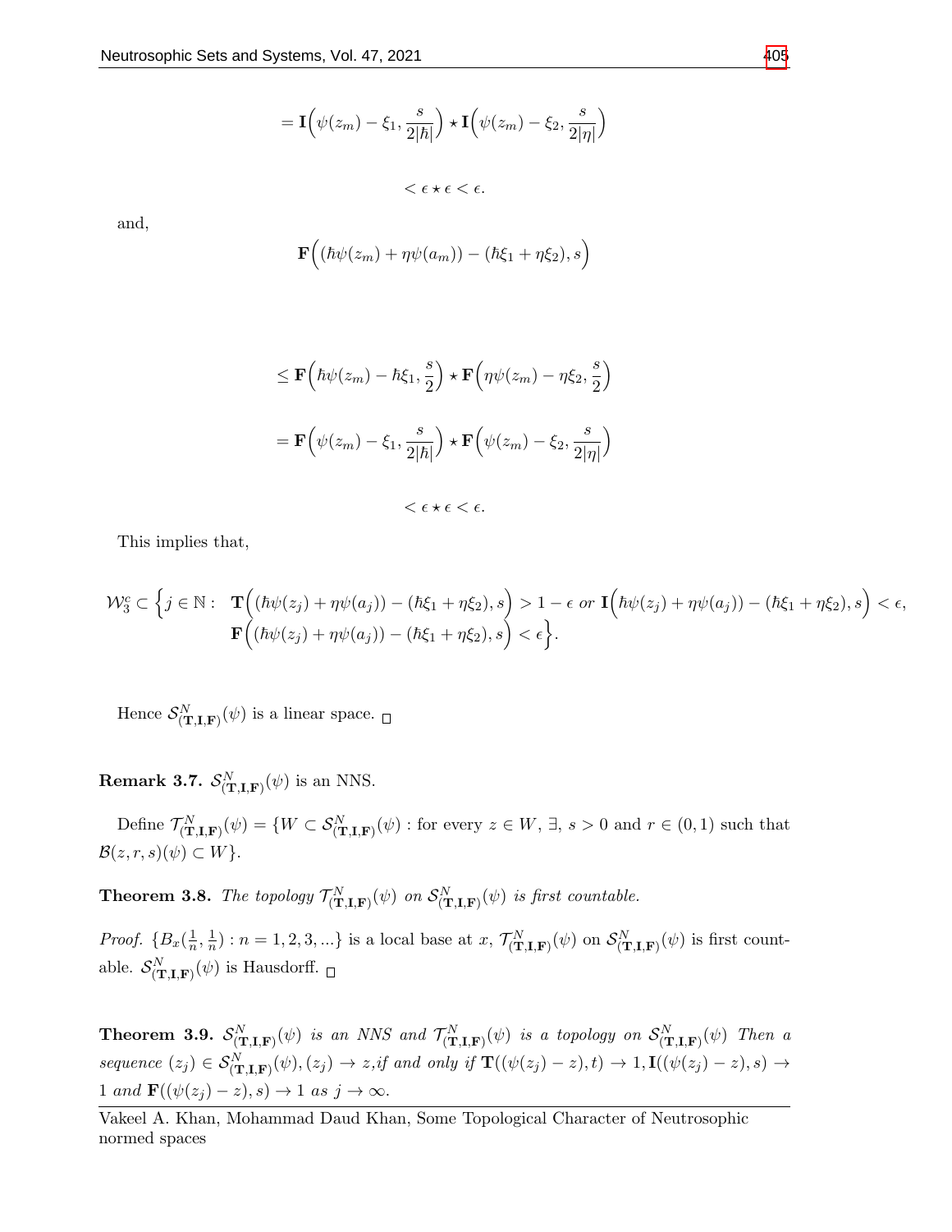$$= \mathbf{I}\Big(\psi(z_m) - \xi_1, \frac{s}{2|\hbar|}\Big) \star \mathbf{I}\Big(\psi(z_m) - \xi_2, \frac{s}{2|\eta|}\Big)$$

$$< \epsilon \star \epsilon < \epsilon.$$

and,

$$\mathbf{F}\Big((\hbar\psi(z_m) + \eta\psi(a_m)) - (\hbar\xi_1 + \eta\xi_2), s\Big)$$

$$\leq \mathbf{F}\Big(\hbar\psi(z_m) - \hbar\xi_1, \frac{s}{2}\Big) \star \mathbf{F}\Big(\eta\psi(z_m) - \eta\xi_2, \frac{s}{2}\Big)$$

$$= \mathbf{F}\Big(\psi(z_m) - \xi_1, \frac{s}{2|\hbar|}\Big) \star \mathbf{F}\Big(\psi(z_m) - \xi_2, \frac{s}{2|\eta|}\Big)$$

$$< \epsilon \star \epsilon < \epsilon.$$

This implies that,

$$\mathcal{W}_3^c \subset \Big\{j \in \mathbb{N} : \begin{array}{l} \mathbf{T}\Big((\hbar\psi(z_j) + \eta\psi(a_j)) - (\hbar\xi_1 + \eta\xi_2), s\Big) > 1 - \epsilon \text{ or } \mathbf{I}\Big(\hbar\psi(z_j) + \eta\psi(a_j)) - (\hbar\xi_1 + \eta\xi_2), s\Big) < \epsilon, \\ \mathbf{F}\Big((\hbar\psi(z_j) + \eta\psi(a_j)) - (\hbar\xi_1 + \eta\xi_2), s\Big) < \epsilon \Big\}. \end{array}$$

Hence $\mathcal{S}^N_{(\mathbf{T},\mathbf{I},\mathbf{F})}(\psi)$ is a linear space. □

**Remark 3.7.** $\mathcal{S}^N_{(\mathbf{T},\mathbf{I},\mathbf{F})}(\psi)$ is an NNS.

Define $\mathcal{T}^N_{(\mathbf{T},\mathbf{I},\mathbf{F})}(\psi) = \{W \subset \mathcal{S}^N_{(\mathbf{T},\mathbf{I},\mathbf{F})}(\psi) :$ for every $z \in W$, $\exists$, $s > 0$ and $r \in (0,1)$ such that $\mathcal{B}(z, r, s)(\psi) \subset W\}$.

**Theorem 3.8.** *The topology $\mathcal{T}^N_{(\mathbf{T},\mathbf{I},\mathbf{F})}(\psi)$ on $\mathcal{S}^N_{(\mathbf{T},\mathbf{I},\mathbf{F})}(\psi)$ is first countable.*

*Proof.* $\{B_x(\frac{1}{n}, \frac{1}{n}) : n = 1, 2, 3, ...\}$ is a local base at $x$, $\mathcal{T}^N_{(\mathbf{T},\mathbf{I},\mathbf{F})}(\psi)$ on $\mathcal{S}^N_{(\mathbf{T},\mathbf{I},\mathbf{F})}(\psi)$ is first countable. $\mathcal{S}^N_{(\mathbf{T},\mathbf{I},\mathbf{F})}(\psi)$ is Hausdorff. □

**Theorem 3.9.** *$\mathcal{S}^N_{(\mathbf{T},\mathbf{I},\mathbf{F})}(\psi)$ is an NNS and $\mathcal{T}^N_{(\mathbf{T},\mathbf{I},\mathbf{F})}(\psi)$ is a topology on $\mathcal{S}^N_{(\mathbf{T},\mathbf{I},\mathbf{F})}(\psi)$ Then a sequence $(z_j) \in \mathcal{S}^N_{(\mathbf{T},\mathbf{I},\mathbf{F})}(\psi)$, $(z_j) \to z$,if and only if $\mathbf{T}((\psi(z_j) - z), t) \to 1$, $\mathbf{I}((\psi(z_j) - z), s) \to 1$ and $\mathbf{F}((\psi(z_j) - z), s) \to 1$ as $j \to \infty$.*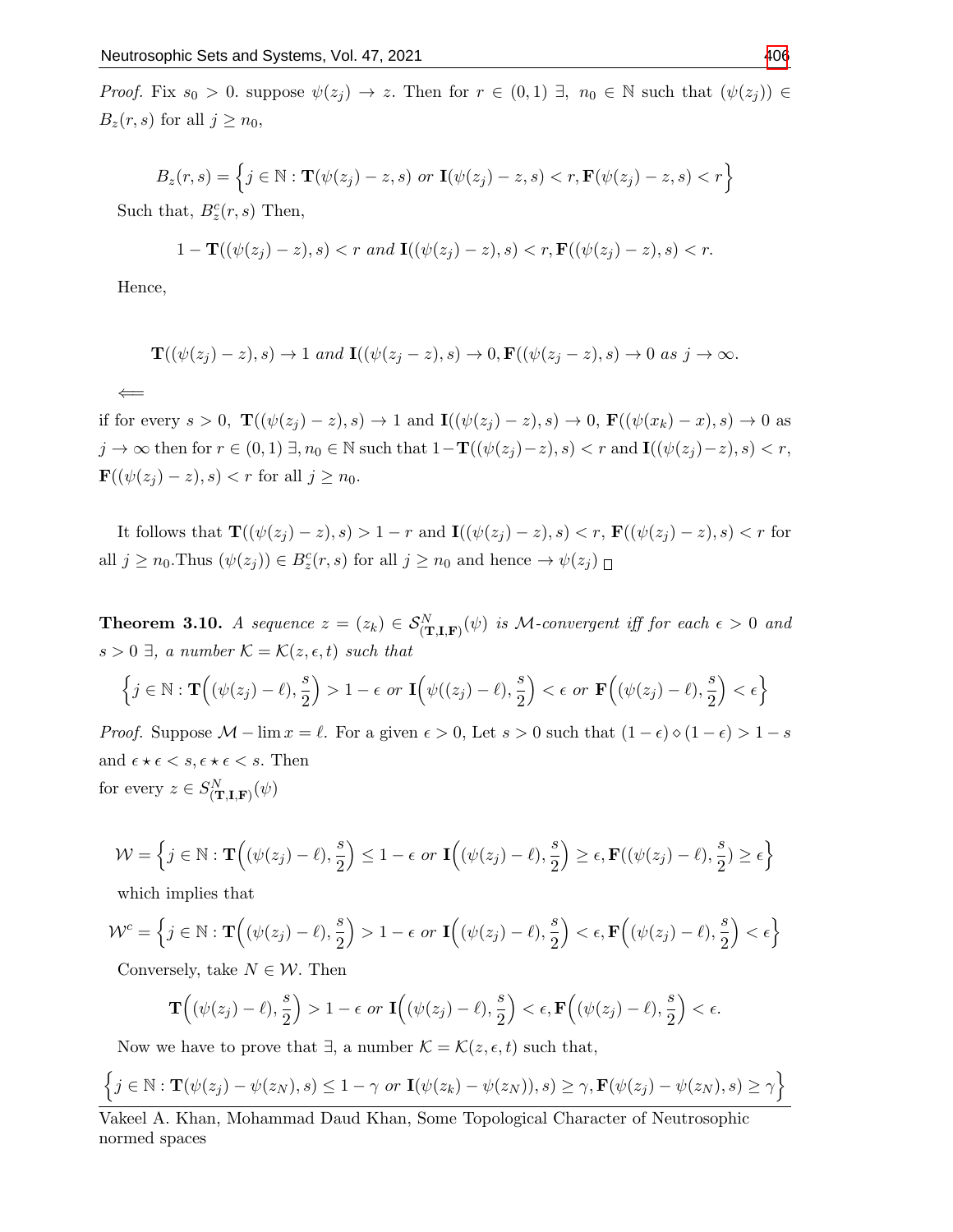*Proof.* Fix $s_0 > 0$. suppose $\psi(z_j) \to z$. Then for $r \in (0,1)$ $\exists$, $n_0 \in \mathbb{N}$ such that $(\psi(z_j)) \in B_z(r,s)$ for all $j \geq n_0$,

$$B_z(r,s) = \Big\{j \in \mathbb{N} : \mathbf{T}(\psi(z_j) - z, s) \text{ or } \mathbf{I}(\psi(z_j) - z, s) < r, \mathbf{F}(\psi(z_j) - z, s) < r\Big\}$$

Such that, $B_z^c(r,s)$ Then,

$$1 - \mathbf{T}((\psi(z_j) - z), s) < r \text{ and } \mathbf{I}((\psi(z_j) - z), s) < r, \mathbf{F}((\psi(z_j) - z), s) < r.$$

Hence,

$$\mathbf{T}((\psi(z_j) - z), s) \to 1 \text{ and } \mathbf{I}((\psi(z_j - z), s) \to 0, \mathbf{F}((\psi(z_j - z), s) \to 0 \text{ as } j \to \infty.$$

$\Longleftarrow$

if for every $s > 0$, $\mathbf{T}((\psi(z_j) - z), s) \to 1$ and $\mathbf{I}((\psi(z_j) - z), s) \to 0$, $\mathbf{F}((\psi(x_k) - x), s) \to 0$ as $j \to \infty$ then for $r \in (0,1)$ $\exists, n_0 \in \mathbb{N}$ such that $1 - \mathbf{T}((\psi(z_j) - z), s) < r$ and $\mathbf{I}((\psi(z_j) - z), s) < r$, $\mathbf{F}((\psi(z_j) - z), s) < r$ for all $j \geq n_0$.

It follows that $\mathbf{T}((\psi(z_j) - z), s) > 1 - r$ and $\mathbf{I}((\psi(z_j) - z), s) < r$, $\mathbf{F}((\psi(z_j) - z), s) < r$ for all $j \geq n_0$.Thus $(\psi(z_j)) \in B_z^c(r,s)$ for all $j \geq n_0$ and hence $\to \psi(z_j)$ $\square$

**Theorem 3.10.** *A sequence $z = (z_k) \in \mathcal{S}^N_{(\mathbf{T},\mathbf{I},\mathbf{F})}(\psi)$ is $\mathcal{M}$-convergent iff for each $\epsilon > 0$ and $s > 0$ $\exists$, a number $\mathcal{K} = \mathcal{K}(z, \epsilon, t)$ such that*

$$\Big\{j \in \mathbb{N} : \mathbf{T}\Big((\psi(z_j) - \ell), \frac{s}{2}\Big) > 1 - \epsilon \text{ or } \mathbf{I}\Big(\psi((z_j) - \ell), \frac{s}{2}\Big) < \epsilon \text{ or } \mathbf{F}\Big((\psi(z_j) - \ell), \frac{s}{2}\Big) < \epsilon\Big\}$$

*Proof.* Suppose $\mathcal{M} - \lim x = \ell$. For a given $\epsilon > 0$, Let $s > 0$ such that $(1 - \epsilon) \diamond (1 - \epsilon) > 1 - s$ and $\epsilon \star \epsilon < s, \epsilon \star \epsilon < s$. Then
for every $z \in S^N_{(\mathbf{T},\mathbf{I},\mathbf{F})}(\psi)$

$$\mathcal{W} = \Big\{j \in \mathbb{N} : \mathbf{T}\Big((\psi(z_j) - \ell), \frac{s}{2}\Big) \leq 1 - \epsilon \text{ or } \mathbf{I}\Big((\psi(z_j) - \ell), \frac{s}{2}\Big) \geq \epsilon, \mathbf{F}((\psi(z_j) - \ell), \frac{s}{2}) \geq \epsilon\Big\}$$

which implies that

$$\mathcal{W}^c = \Big\{j \in \mathbb{N} : \mathbf{T}\Big((\psi(z_j) - \ell), \frac{s}{2}\Big) > 1 - \epsilon \text{ or } \mathbf{I}\Big((\psi(z_j) - \ell), \frac{s}{2}\Big) < \epsilon, \mathbf{F}\Big((\psi(z_j) - \ell), \frac{s}{2}\Big) < \epsilon\Big\}$$

Conversely, take $N \in \mathcal{W}$. Then

$$\mathbf{T}\Big((\psi(z_j) - \ell), \frac{s}{2}\Big) > 1 - \epsilon \text{ or } \mathbf{I}\Big((\psi(z_j) - \ell), \frac{s}{2}\Big) < \epsilon, \mathbf{F}\Big((\psi(z_j) - \ell), \frac{s}{2}\Big) < \epsilon.$$

Now we have to prove that $\exists$, a number $\mathcal{K} = \mathcal{K}(z, \epsilon, t)$ such that,

$$\Big\{j \in \mathbb{N} : \mathbf{T}(\psi(z_j) - \psi(z_N), s) \leq 1 - \gamma \text{ or } \mathbf{I}(\psi(z_k) - \psi(z_N)), s) \geq \gamma, \mathbf{F}(\psi(z_j) - \psi(z_N), s) \geq \gamma\Big\}$$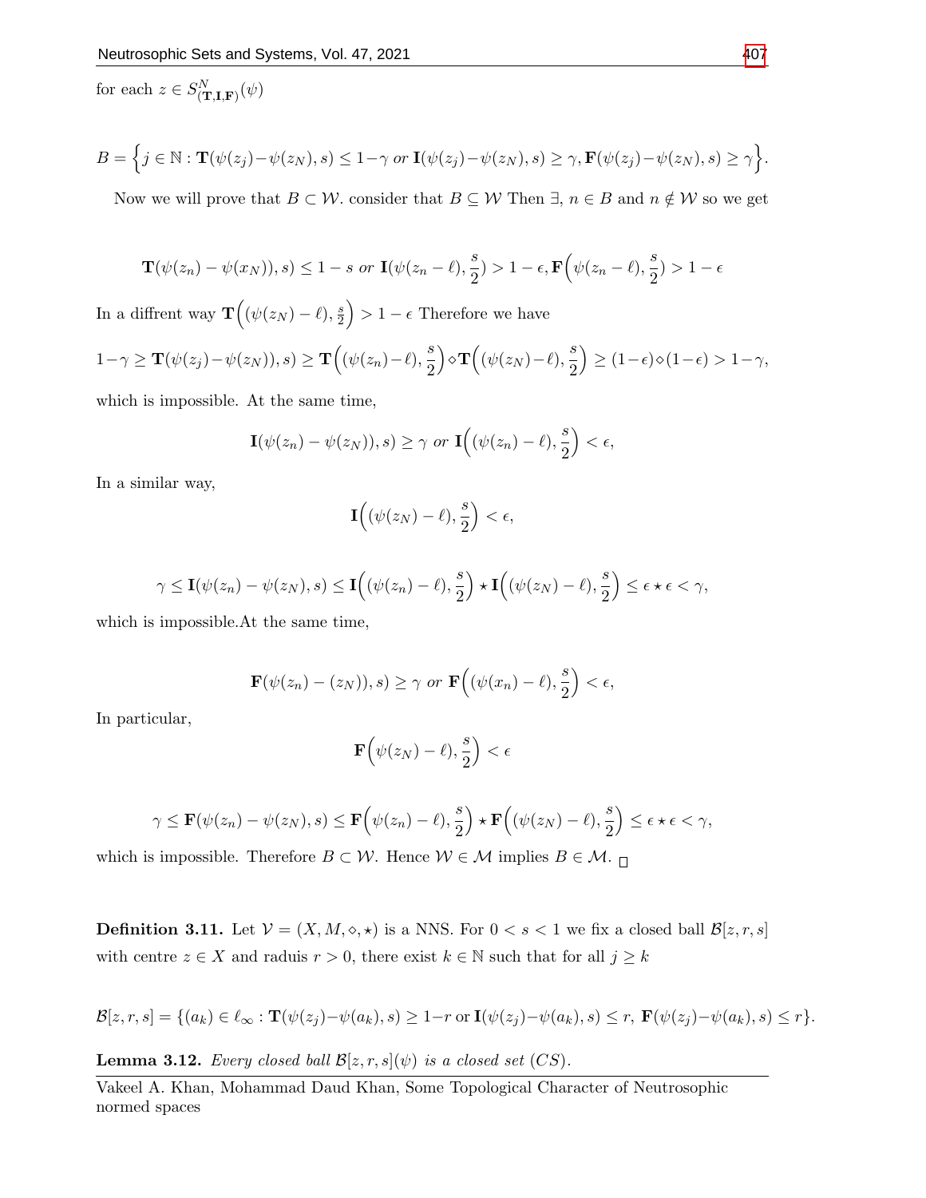for each $z \in S^N_{(\mathbf{T},\mathbf{I},\mathbf{F})}(\psi)$

$$B = \Big\{ j \in \mathbb{N} : \mathbf{T}(\psi(z_j) - \psi(z_N), s) \leq 1 - \gamma \text{ or } \mathbf{I}(\psi(z_j) - \psi(z_N), s) \geq \gamma, \mathbf{F}(\psi(z_j) - \psi(z_N), s) \geq \gamma \Big\}.$$

Now we will prove that $B \subset \mathcal{W}$. consider that $B \subseteq \mathcal{W}$ Then $\exists$, $n \in B$ and $n \notin \mathcal{W}$ so we get

$$\mathbf{T}(\psi(z_n) - \psi(x_N)), s) \leq 1 - s \text{ or } \mathbf{I}(\psi(z_n - \ell), \frac{s}{2}) > 1 - \epsilon, \mathbf{F}\Big(\psi(z_n - \ell), \frac{s}{2}) > 1 - \epsilon$$

In a diffrent way $\mathbf{T}\Big((\psi(z_N) - \ell), \frac{s}{2}\Big) > 1 - \epsilon$ Therefore we have

$$1 - \gamma \geq \mathbf{T}(\psi(z_j) - \psi(z_N)), s) \geq \mathbf{T}\Big((\psi(z_n) - \ell), \frac{s}{2}\Big) \diamond \mathbf{T}\Big((\psi(z_N) - \ell), \frac{s}{2}\Big) \geq (1 - \epsilon) \diamond (1 - \epsilon) > 1 - \gamma,$$

which is impossible. At the same time,

$$\mathbf{I}(\psi(z_n) - \psi(z_N)), s) \geq \gamma \text{ or } \mathbf{I}\Big((\psi(z_n) - \ell), \frac{s}{2}\Big) < \epsilon,$$

In a similar way,

$$\mathbf{I}\Big((\psi(z_N) - \ell), \frac{s}{2}\Big) < \epsilon,$$

$$\gamma \leq \mathbf{I}(\psi(z_n) - \psi(z_N), s) \leq \mathbf{I}\Big((\psi(z_n) - \ell), \frac{s}{2}\Big) \star \mathbf{I}\Big((\psi(z_N) - \ell), \frac{s}{2}\Big) \leq \epsilon \star \epsilon < \gamma,$$

which is impossible.At the same time,

$$\mathbf{F}(\psi(z_n) - (z_N)), s) \geq \gamma \text{ or } \mathbf{F}\Big((\psi(x_n) - \ell), \frac{s}{2}\Big) < \epsilon,$$

In particular,

$$\mathbf{F}\Big(\psi(z_N) - \ell), \frac{s}{2}\Big) < \epsilon$$

$$\gamma \leq \mathbf{F}(\psi(z_n) - \psi(z_N), s) \leq \mathbf{F}\Big(\psi(z_n) - \ell), \frac{s}{2}\Big) \star \mathbf{F}\Big((\psi(z_N) - \ell), \frac{s}{2}\Big) \leq \epsilon \star \epsilon < \gamma,$$

which is impossible. Therefore $B \subset \mathcal{W}$. Hence $\mathcal{W} \in \mathcal{M}$ implies $B \in \mathcal{M}$. □

**Definition 3.11.** Let $\mathcal{V} = (X, M, \diamond, \star)$ is a NNS. For $0 < s < 1$ we fix a closed ball $\mathcal{B}[z, r, s]$ with centre $z \in X$ and raduis $r > 0$, there exist $k \in \mathbb{N}$ such that for all $j \geq k$

$$\mathcal{B}[z, r, s] = \{(a_k) \in \ell_\infty : \mathbf{T}(\psi(z_j) - \psi(a_k), s) \geq 1 - r \text{ or } \mathbf{I}(\psi(z_j) - \psi(a_k), s) \leq r, \ \mathbf{F}(\psi(z_j) - \psi(a_k), s) \leq r\}.$$

**Lemma 3.12.** *Every closed ball $\mathcal{B}[z, r, s](\psi)$ is a closed set (CS).*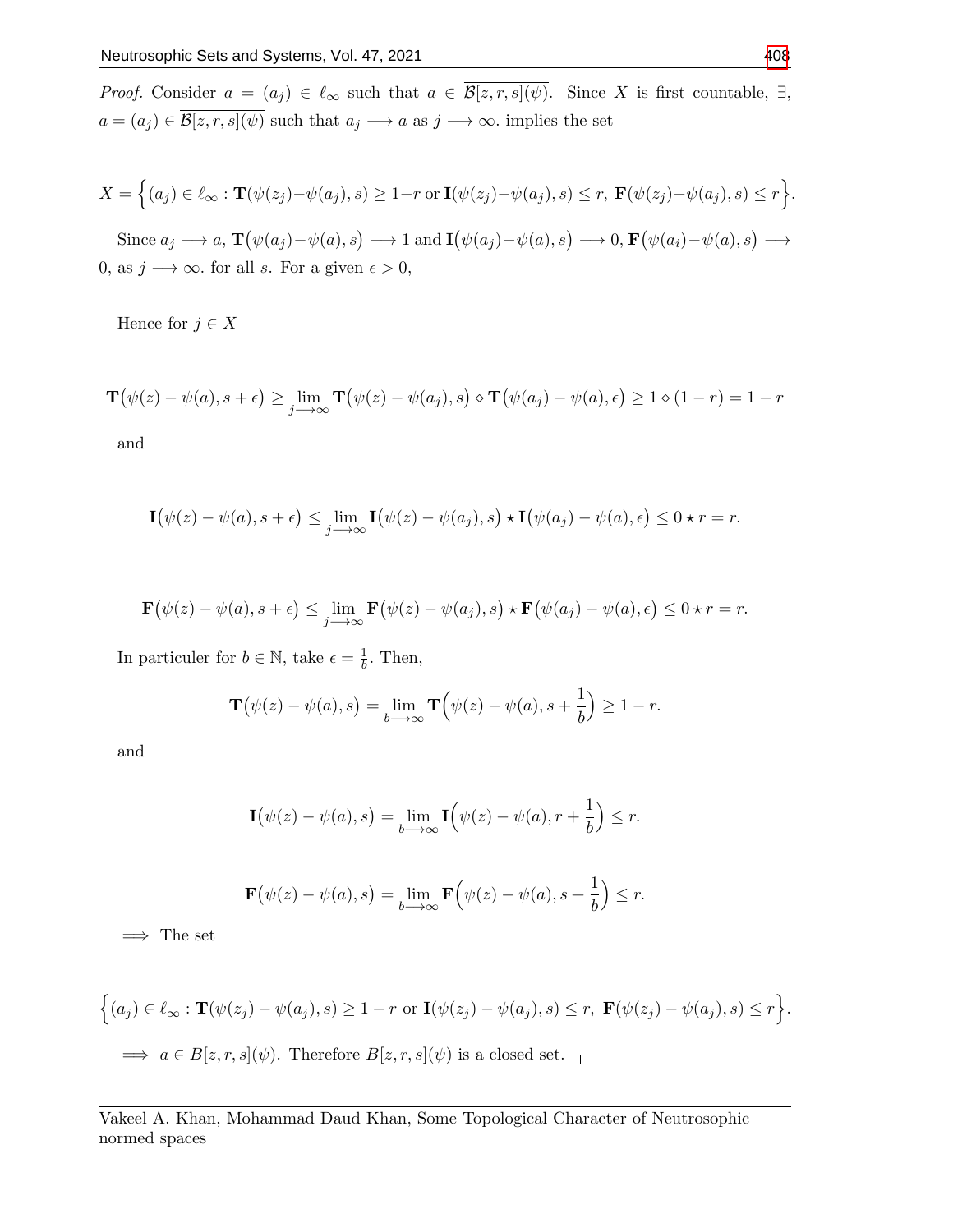*Proof.* Consider $a = (a_j) \in \ell_\infty$ such that $a \in \overline{\mathcal{B}[z, r, s](\psi)}$. Since $X$ is first countable, $\exists$, $a = (a_j) \in \overline{\mathcal{B}[z, r, s](\psi)}$ such that $a_j \longrightarrow a$ as $j \longrightarrow \infty$. implies the set

$$X = \Big\{(a_j) \in \ell_\infty : \mathbf{T}(\psi(z_j) - \psi(a_j), s) \geq 1 - r \text{ or } \mathbf{I}(\psi(z_j) - \psi(a_j), s) \leq r,\ \mathbf{F}(\psi(z_j) - \psi(a_j), s) \leq r\Big\}.$$

Since $a_j \longrightarrow a$, $\mathbf{T}\big(\psi(a_j) - \psi(a), s\big) \longrightarrow 1$ and $\mathbf{I}\big(\psi(a_j) - \psi(a), s\big) \longrightarrow 0$, $\mathbf{F}\big(\psi(a_i) - \psi(a), s\big) \longrightarrow 0$, as $j \longrightarrow \infty$. for all $s$. For a given $\epsilon > 0$,

Hence for $j \in X$

$$\mathbf{T}\big(\psi(z) - \psi(a), s + \epsilon\big) \geq \lim_{j \longrightarrow \infty} \mathbf{T}\big(\psi(z) - \psi(a_j), s\big) \diamond \mathbf{T}\big(\psi(a_j) - \psi(a), \epsilon\big) \geq 1 \diamond (1 - r) = 1 - r$$

and

$$\mathbf{I}\big(\psi(z) - \psi(a), s + \epsilon\big) \leq \lim_{j \longrightarrow \infty} \mathbf{I}\big(\psi(z) - \psi(a_j), s\big) \star \mathbf{I}\big(\psi(a_j) - \psi(a), \epsilon\big) \leq 0 \star r = r.$$

$$\mathbf{F}\big(\psi(z) - \psi(a), s + \epsilon\big) \leq \lim_{j \longrightarrow \infty} \mathbf{F}\big(\psi(z) - \psi(a_j), s\big) \star \mathbf{F}\big(\psi(a_j) - \psi(a), \epsilon\big) \leq 0 \star r = r.$$

In particuler for $b \in \mathbb{N}$, take $\epsilon = \frac{1}{b}$. Then,

$$\mathbf{T}\big(\psi(z) - \psi(a), s\big) = \lim_{b \longrightarrow \infty} \mathbf{T}\Big(\psi(z) - \psi(a), s + \frac{1}{b}\Big) \geq 1 - r.$$

and

$$\mathbf{I}\big(\psi(z) - \psi(a), s\big) = \lim_{b \longrightarrow \infty} \mathbf{I}\Big(\psi(z) - \psi(a), r + \frac{1}{b}\Big) \leq r.$$

$$\mathbf{F}\big(\psi(z) - \psi(a), s\big) = \lim_{b \longrightarrow \infty} \mathbf{F}\Big(\psi(z) - \psi(a), s + \frac{1}{b}\Big) \leq r.$$

$\Longrightarrow$ The set

$$\Big\{(a_j) \in \ell_\infty : \mathbf{T}(\psi(z_j) - \psi(a_j), s) \geq 1 - r \text{ or } \mathbf{I}(\psi(z_j) - \psi(a_j), s) \leq r,\ \mathbf{F}(\psi(z_j) - \psi(a_j), s) \leq r\Big\}.$$

$\Longrightarrow$ $a \in B[z, r, s](\psi)$. Therefore $B[z, r, s](\psi)$ is a closed set. $\square$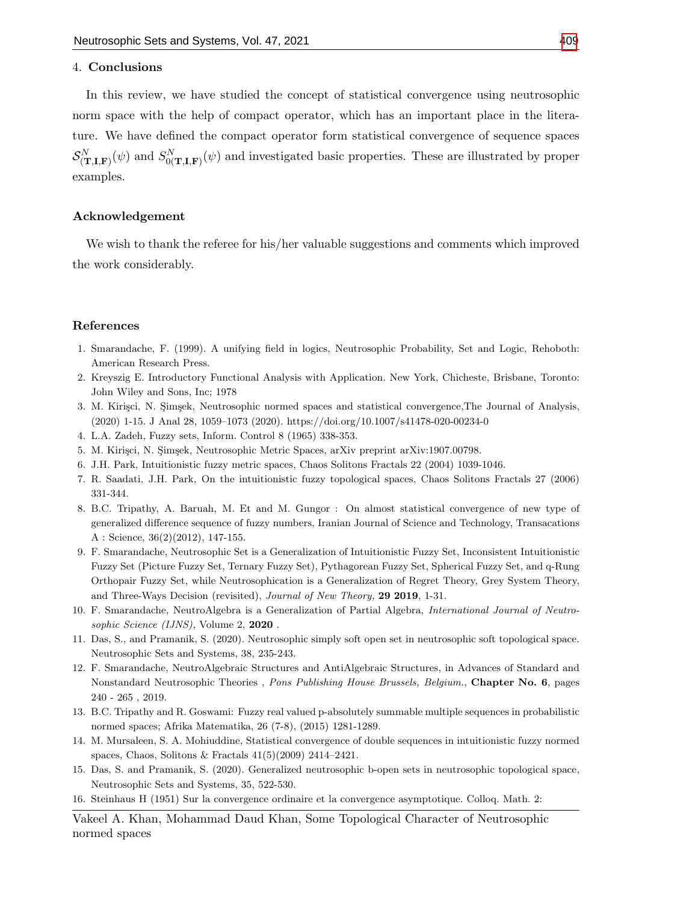## 4. Conclusions

In this review, we have studied the concept of statistical convergence using neutrosophic norm space with the help of compact operator, which has an important place in the literature. We have defined the compact operator form statistical convergence of sequence spaces $\mathcal{S}^N_{(\mathbf{T},\mathbf{I},\mathbf{F})}(\psi)$ and $\mathcal{S}^N_{0(\mathbf{T},\mathbf{I},\mathbf{F})}(\psi)$ and investigated basic properties. These are illustrated by proper examples.

## Acknowledgement

We wish to thank the referee for his/her valuable suggestions and comments which improved the work considerably.

## References

1. Smarandache, F. (1999). A unifying field in logics, Neutrosophic Probability, Set and Logic, Rehoboth: American Research Press.
2. Kreyszig E. Introductory Functional Analysis with Application. New York, Chicheste, Brisbane, Toronto: John Wiley and Sons, Inc; 1978
3. M. Kirişci, N. Şimşek, Neutrosophic normed spaces and statistical convergence,The Journal of Analysis, (2020) 1-15. J Anal 28, 1059–1073 (2020). https://doi.org/10.1007/s41478-020-00234-0
4. L.A. Zadeh, Fuzzy sets, Inform. Control 8 (1965) 338-353.
5. M. Kirişci, N. Şimşek, Neutrosophic Metric Spaces, arXiv preprint arXiv:1907.00798.
6. J.H. Park, Intuitionistic fuzzy metric spaces, Chaos Solitons Fractals 22 (2004) 1039-1046.
7. R. Saadati, J.H. Park, On the intuitionistic fuzzy topological spaces, Chaos Solitons Fractals 27 (2006) 331-344.
8. B.C. Tripathy, A. Baruah, M. Et and M. Gungor : On almost statistical convergence of new type of generalized difference sequence of fuzzy numbers, Iranian Journal of Science and Technology, Transacations A : Science, 36(2)(2012), 147-155.
9. F. Smarandache, Neutrosophic Set is a Generalization of Intuitionistic Fuzzy Set, Inconsistent Intuitionistic Fuzzy Set (Picture Fuzzy Set, Ternary Fuzzy Set), Pythagorean Fuzzy Set, Spherical Fuzzy Set, and q-Rung Orthopair Fuzzy Set, while Neutrosophication is a Generalization of Regret Theory, Grey System Theory, and Three-Ways Decision (revisited), *Journal of New Theory,* **29 2019**, 1-31.
10. F. Smarandache, NeutroAlgebra is a Generalization of Partial Algebra, *International Journal of Neutrosophic Science (IJNS),* Volume 2, **2020** .
11. Das, S., and Pramanik, S. (2020). Neutrosophic simply soft open set in neutrosophic soft topological space. Neutrosophic Sets and Systems, 38, 235-243.
12. F. Smarandache, NeutroAlgebraic Structures and AntiAlgebraic Structures, in Advances of Standard and Nonstandard Neutrosophic Theories , *Pons Publishing House Brussels, Belgium.*, **Chapter No. 6**, pages 240 - 265 , 2019.
13. B.C. Tripathy and R. Goswami: Fuzzy real valued p-absolutely summable multiple sequences in probabilistic normed spaces; Afrika Matematika, 26 (7-8), (2015) 1281-1289.
14. M. Mursaleen, S. A. Mohiuddine, Statistical convergence of double sequences in intuitionistic fuzzy normed spaces, Chaos, Solitons & Fractals 41(5)(2009) 2414–2421.
15. Das, S. and Pramanik, S. (2020). Generalized neutrosophic b-open sets in neutrosophic topological space, Neutrosophic Sets and Systems, 35, 522-530.
16. Steinhaus H (1951) Sur la convergence ordinaire et la convergence asymptotique. Colloq. Math. 2: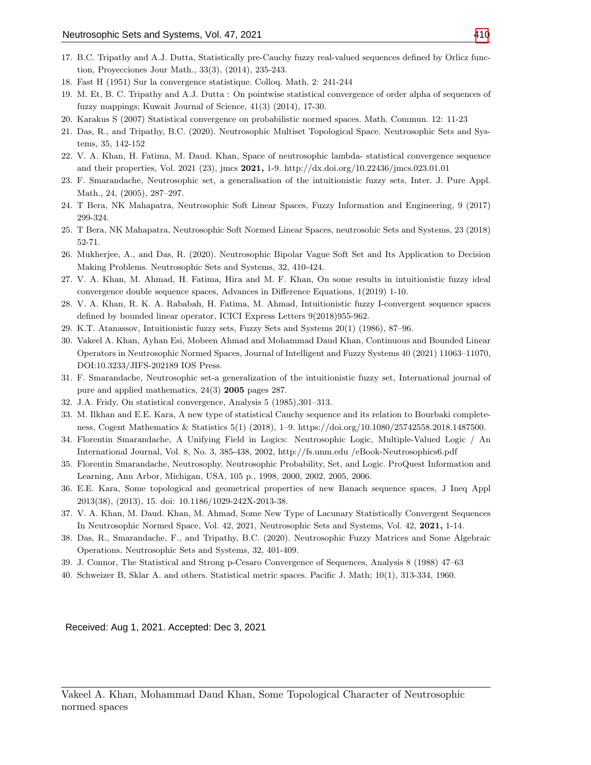17. B.C. Tripathy and A.J. Dutta, Statistically pre-Cauchy fuzzy real-valued sequences defined by Orlicz function, Proyecciones Jour Math., 33(3), (2014), 235-243.
18. Fast H (1951) Sur la convergence statistique. Colloq. Math. 2: 241-244
19. M. Et, B. C. Tripathy and A.J. Dutta : On pointwise statistical convergence of order alpha of sequences of fuzzy mappings; Kuwait Journal of Science, 41(3) (2014), 17-30.
20. Karakus S (2007) Statistical convergence on probabilistic normed spaces. Math. Commun. 12: 11-23
21. Das, R., and Tripathy, B.C. (2020). Neutrosophic Multiset Topological Space. Neutrosophic Sets and Systems, 35, 142-152
22. V. A. Khan, H. Fatima, M. Daud. Khan, Space of neutrosophic lambda- statistical convergence sequence and their properties, Vol. 2021 (23), jmcs **2021,** 1-9. http://dx.doi.org/10.22436/jmcs.023.01.01
23. F. Smarandache, Neutrosophic set, a generalisation of the intuitionistic fuzzy sets, Inter. J. Pure Appl. Math., 24, (2005), 287–297.
24. T Bera, NK Mahapatra, Neutrosophic Soft Linear Spaces, Fuzzy Information and Engineering, 9 (2017) 299-324.
25. T Bera, NK Mahapatra, Neutrosophic Soft Normed Linear Spaces, neutrosohic Sets and Systems, 23 (2018) 52-71.
26. Mukherjee, A., and Das, R. (2020). Neutrosophic Bipolar Vague Soft Set and Its Application to Decision Making Problems. Neutrosophic Sets and Systems, 32, 410-424.
27. V. A. Khan, M. Ahmad, H. Fatima, Hira and M. F. Khan, On some results in intuitionistic fuzzy ideal convergence double sequence spaces, Advances in Difference Equations, 1(2019) 1-10.
28. V. A. Khan, R. K. A. Rababah, H. Fatima, M. Ahmad, Intuitionistic fuzzy I-convergent sequence spaces defined by bounded linear operator, ICICI Express Letters 9(2018)955-962.
29. K.T. Atanassov, Intuitionistic fuzzy sets, Fuzzy Sets and Systems 20(1) (1986), 87–96.
30. Vakeel A. Khan, Ayhan Esi, Mobeen Ahmad and Mohammad Daud Khan, Continuous and Bounded Linear Operators in Neutrosophic Normed Spaces, Journal of Intelligent and Fuzzy Systems 40 (2021) 11063–11070, DOI:10.3233/JIFS-202189 IOS Press.
31. F. Smarandache, Neutrosophic set-a generalization of the intuitionistic fuzzy set, International journal of pure and applied mathematics, 24(3) **2005** pages 287.
32. J.A. Fridy, On statistical convergence, Analysis 5 (1985),301–313.
33. M. Ilkhan and E.E. Kara, A new type of statistical Cauchy sequence and its relation to Bourbaki completeness, Cogent Mathematics & Statistics 5(1) (2018), 1–9. https://doi.org/10.1080/25742558.2018.1487500.
34. Florentin Smarandache, A Unifying Field in Logics: Neutrosophic Logic, Multiple-Valued Logic / An International Journal, Vol. 8, No. 3, 385-438, 2002, http://fs.unm.edu /eBook-Neutrosophics6.pdf
35. Florentin Smarandache, Neutrosophy. Neutrosophic Probability, Set, and Logic. ProQuest Information and Learning, Ann Arbor, Michigan, USA, 105 p., 1998, 2000, 2002, 2005, 2006.
36. E.E. Kara, Some topological and geometrical properties of new Banach sequence spaces, J Ineq Appl 2013(38), (2013), 15. doi: 10.1186/1029-242X-2013-38.
37. V. A. Khan, M. Daud. Khan, M. Ahmad, Some New Type of Lacunary Statistically Convergent Sequences In Neutrosophic Normed Space, Vol. 42, 2021, Neutrosophic Sets and Systems, Vol. 42, **2021,** 1-14.
38. Das, R., Smarandache, F., and Tripathy, B.C. (2020). Neutrosophic Fuzzy Matrices and Some Algebraic Operations. Neutrosophic Sets and Systems, 32, 401-409.
39. J. Connor, The Statistical and Strong p-Cesaro Convergence of Sequences, Analysis 8 (1988) 47–63
40. Schweizer B, Sklar A. and others. Statistical metric spaces. Pacific J. Math; 10(1), 313-334, 1960.

Received: Aug 1, 2021. Accepted: Dec 3, 2021